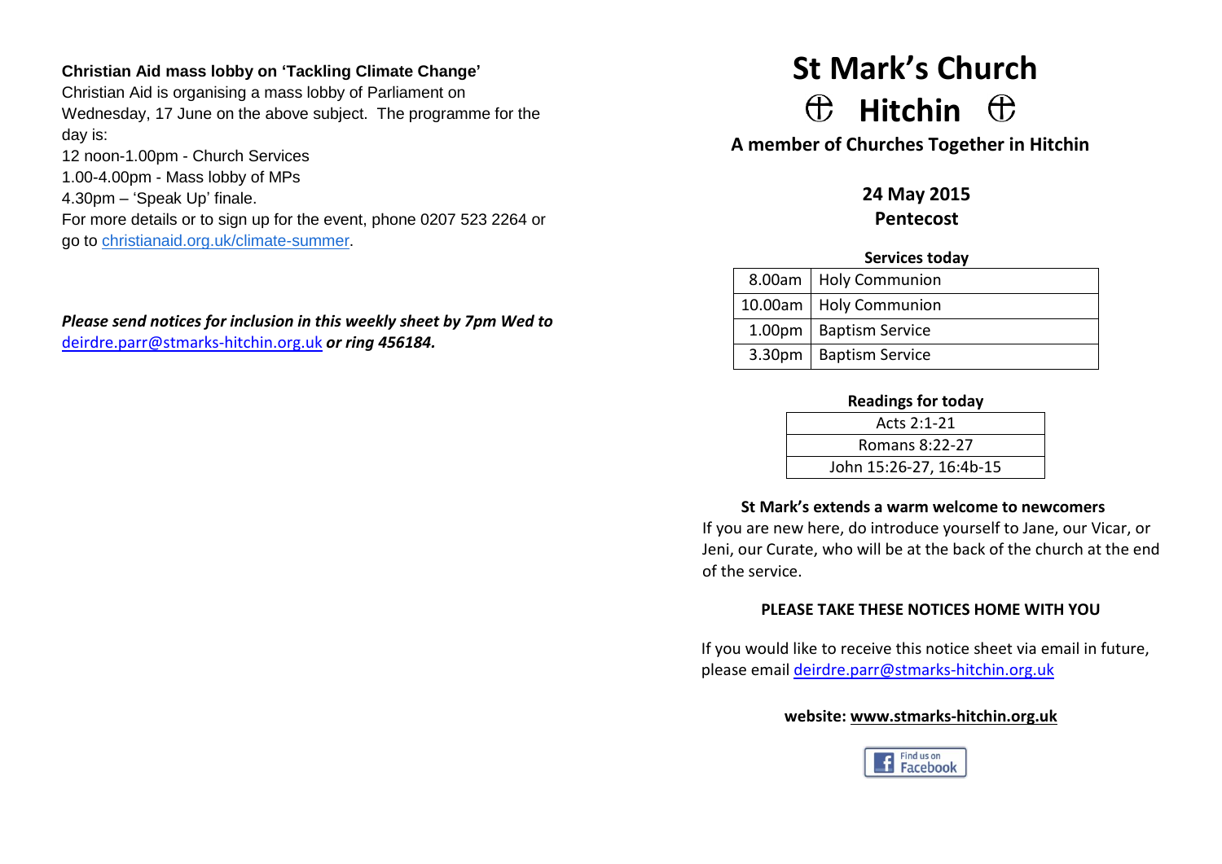**Christian Aid mass lobby on 'Tackling Climate Change'**

Christian Aid is organising a mass lobby of Parliament on Wednesday, 17 June on the above subject. The programme for the day is:

12 noon-1.00pm - Church Services
1.00-4.00pm - Mass lobby of MPs
4.30pm – 'Speak Up' finale.

For more details or to sign up for the event, phone 0207 523 2264 or go to christianaid.org.uk/climate-summer.

***Please send notices for inclusion in this weekly sheet by 7pm Wed to*** deirdre.parr@stmarks-hitchin.org.uk ***or ring 456184.***

# St Mark's Church
# ☩ Hitchin ☩

**A member of Churches Together in Hitchin**

**24 May 2015**
**Pentecost**

**Services today**

| | |
|---|---|
| 8.00am | Holy Communion |
| 10.00am | Holy Communion |
| 1.00pm | Baptism Service |
| 3.30pm | Baptism Service |

**Readings for today**

| |
|---|
| Acts 2:1-21 |
| Romans 8:22-27 |
| John 15:26-27, 16:4b-15 |

**St Mark's extends a warm welcome to newcomers**

If you are new here, do introduce yourself to Jane, our Vicar, or Jeni, our Curate, who will be at the back of the church at the end of the service.

**PLEASE TAKE THESE NOTICES HOME WITH YOU**

If you would like to receive this notice sheet via email in future, please email deirdre.parr@stmarks-hitchin.org.uk

**website: www.stmarks-hitchin.org.uk**

Find us on Facebook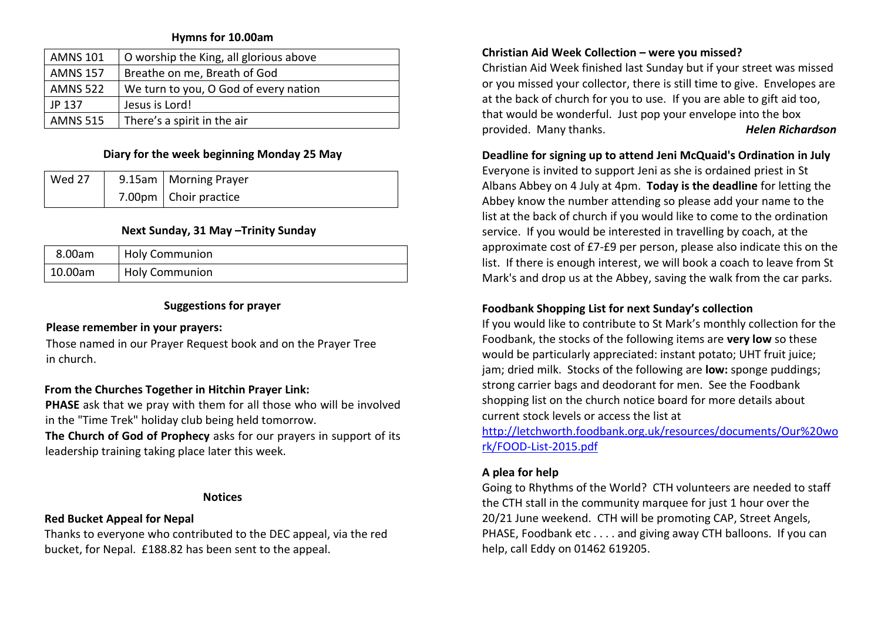### Hymns for 10.00am

| | |
|---|---|
| AMNS 101 | O worship the King, all glorious above |
| AMNS 157 | Breathe on me, Breath of God |
| AMNS 522 | We turn to you, O God of every nation |
| JP 137 | Jesus is Lord! |
| AMNS 515 | There's a spirit in the air |

### Diary for the week beginning Monday 25 May

| | | |
|---|---|---|
| Wed 27 | 9.15am | Morning Prayer |
| | 7.00pm | Choir practice |

### Next Sunday, 31 May –Trinity Sunday

| | |
|---|---|
| 8.00am | Holy Communion |
| 10.00am | Holy Communion |

### Suggestions for prayer

**Please remember in your prayers:**

Those named in our Prayer Request book and on the Prayer Tree in church.

**From the Churches Together in Hitchin Prayer Link:**

**PHASE** ask that we pray with them for all those who will be involved in the "Time Trek" holiday club being held tomorrow.

**The Church of God of Prophecy** asks for our prayers in support of its leadership training taking place later this week.

### Notices

**Red Bucket Appeal for Nepal**

Thanks to everyone who contributed to the DEC appeal, via the red bucket, for Nepal. £188.82 has been sent to the appeal.

**Christian Aid Week Collection – were you missed?**

Christian Aid Week finished last Sunday but if your street was missed or you missed your collector, there is still time to give. Envelopes are at the back of church for you to use. If you are able to gift aid too, that would be wonderful. Just pop your envelope into the box provided. Many thanks. ***Helen Richardson***

**Deadline for signing up to attend Jeni McQuaid's Ordination in July**

Everyone is invited to support Jeni as she is ordained priest in St Albans Abbey on 4 July at 4pm. **Today is the deadline** for letting the Abbey know the number attending so please add your name to the list at the back of church if you would like to come to the ordination service. If you would be interested in travelling by coach, at the approximate cost of £7-£9 per person, please also indicate this on the list. If there is enough interest, we will book a coach to leave from St Mark's and drop us at the Abbey, saving the walk from the car parks.

**Foodbank Shopping List for next Sunday's collection**

If you would like to contribute to St Mark's monthly collection for the Foodbank, the stocks of the following items are **very low** so these would be particularly appreciated: instant potato; UHT fruit juice; jam; dried milk. Stocks of the following are **low:** sponge puddings; strong carrier bags and deodorant for men. See the Foodbank shopping list on the church notice board for more details about current stock levels or access the list at http://letchworth.foodbank.org.uk/resources/documents/Our%20work/FOOD-List-2015.pdf

**A plea for help**

Going to Rhythms of the World? CTH volunteers are needed to staff the CTH stall in the community marquee for just 1 hour over the 20/21 June weekend. CTH will be promoting CAP, Street Angels, PHASE, Foodbank etc . . . . and giving away CTH balloons. If you can help, call Eddy on 01462 619205.